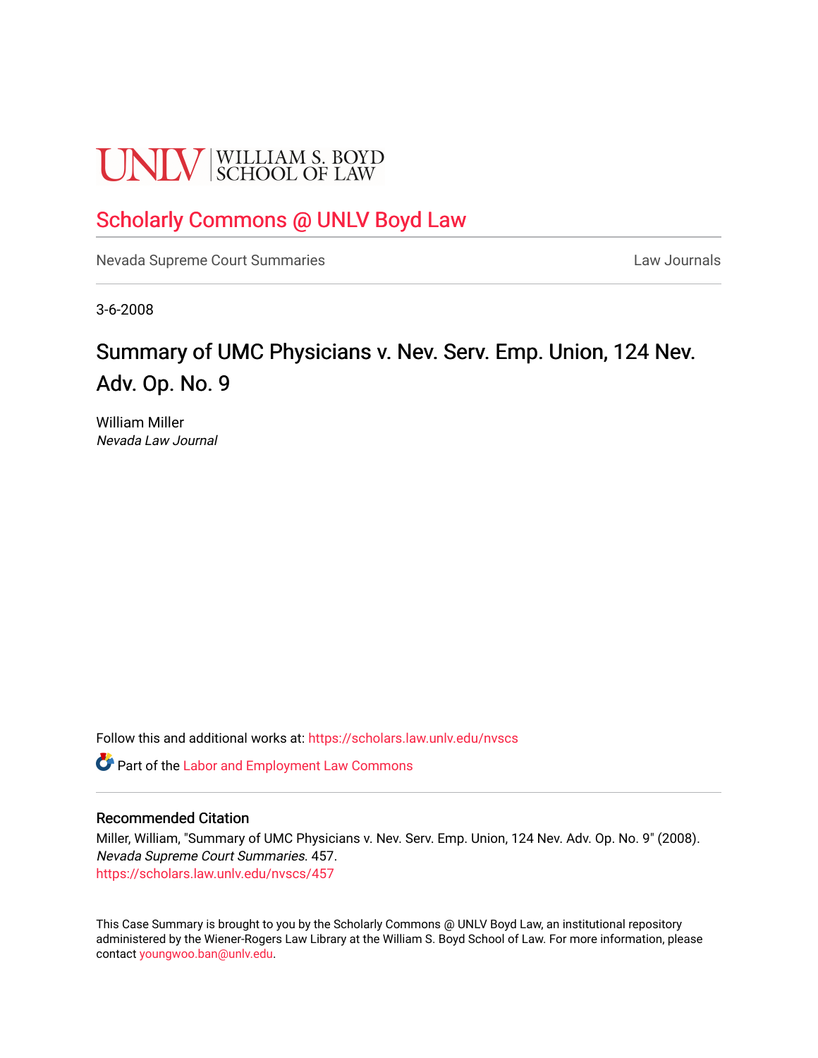UNLV | WILLIAM S. BOYD SCHOOL OF LAW

# Scholarly Commons @ UNLV Boyd Law

Nevada Supreme Court Summaries | Law Journals

3-6-2008

# Summary of UMC Physicians v. Nev. Serv. Emp. Union, 124 Nev. Adv. Op. No. 9

William Miller
*Nevada Law Journal*

Follow this and additional works at: https://scholars.law.unlv.edu/nvscs

Part of the Labor and Employment Law Commons

## Recommended Citation

Miller, William, "Summary of UMC Physicians v. Nev. Serv. Emp. Union, 124 Nev. Adv. Op. No. 9" (2008). *Nevada Supreme Court Summaries*. 457.
https://scholars.law.unlv.edu/nvscs/457

This Case Summary is brought to you by the Scholarly Commons @ UNLV Boyd Law, an institutional repository administered by the Wiener-Rogers Law Library at the William S. Boyd School of Law. For more information, please contact youngwoo.ban@unlv.edu.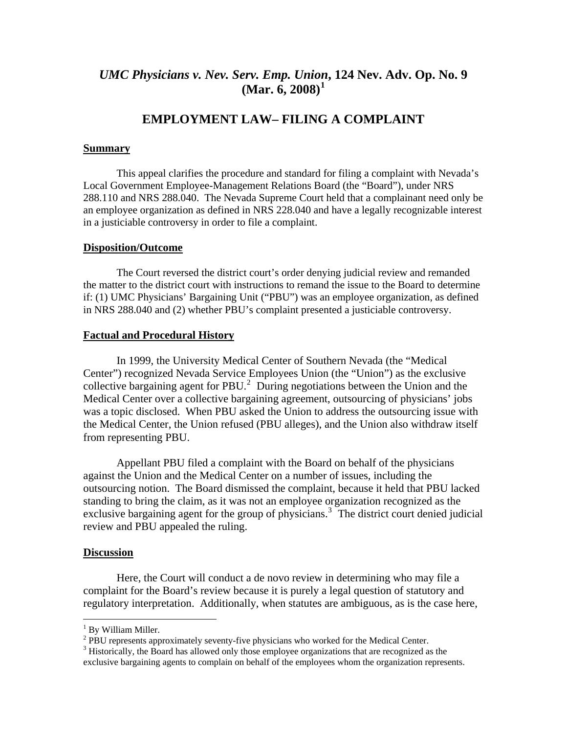# *UMC Physicians v. Nev. Serv. Emp. Union*, 124 Nev. Adv. Op. No. 9 (Mar. 6, 2008)[1]

## EMPLOYMENT LAW– FILING A COMPLAINT

### Summary

This appeal clarifies the procedure and standard for filing a complaint with Nevada's Local Government Employee-Management Relations Board (the "Board"), under NRS 288.110 and NRS 288.040. The Nevada Supreme Court held that a complainant need only be an employee organization as defined in NRS 228.040 and have a legally recognizable interest in a justiciable controversy in order to file a complaint.

### Disposition/Outcome

The Court reversed the district court's order denying judicial review and remanded the matter to the district court with instructions to remand the issue to the Board to determine if: (1) UMC Physicians' Bargaining Unit ("PBU") was an employee organization, as defined in NRS 288.040 and (2) whether PBU's complaint presented a justiciable controversy.

### Factual and Procedural History

In 1999, the University Medical Center of Southern Nevada (the "Medical Center") recognized Nevada Service Employees Union (the "Union") as the exclusive collective bargaining agent for PBU.[2] During negotiations between the Union and the Medical Center over a collective bargaining agreement, outsourcing of physicians' jobs was a topic disclosed. When PBU asked the Union to address the outsourcing issue with the Medical Center, the Union refused (PBU alleges), and the Union also withdraw itself from representing PBU.

Appellant PBU filed a complaint with the Board on behalf of the physicians against the Union and the Medical Center on a number of issues, including the outsourcing notion. The Board dismissed the complaint, because it held that PBU lacked standing to bring the claim, as it was not an employee organization recognized as the exclusive bargaining agent for the group of physicians.[3] The district court denied judicial review and PBU appealed the ruling.

### Discussion

Here, the Court will conduct a de novo review in determining who may file a complaint for the Board's review because it is purely a legal question of statutory and regulatory interpretation. Additionally, when statutes are ambiguous, as is the case here,

---

[1] By William Miller.

[2] PBU represents approximately seventy-five physicians who worked for the Medical Center.

[3] Historically, the Board has allowed only those employee organizations that are recognized as the exclusive bargaining agents to complain on behalf of the employees whom the organization represents.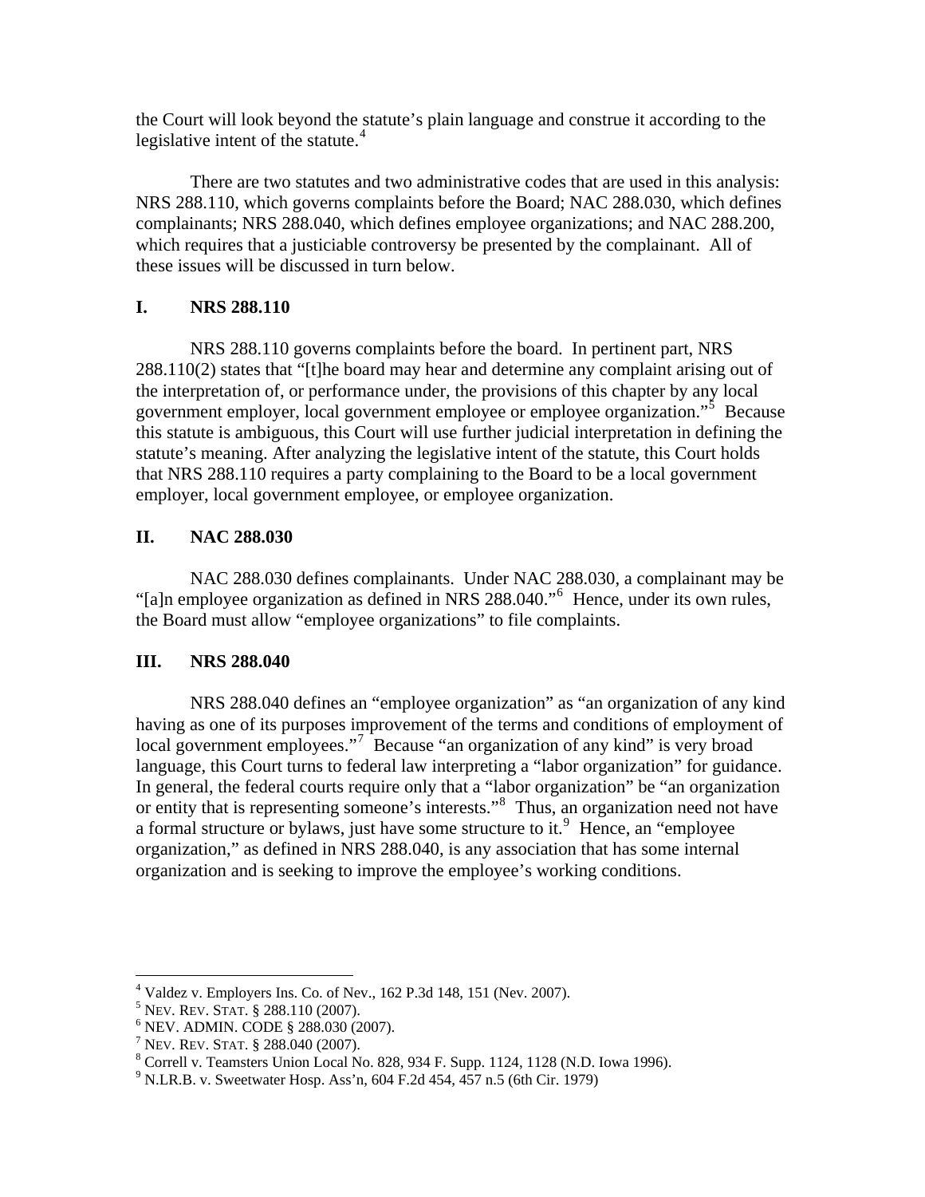the Court will look beyond the statute's plain language and construe it according to the legislative intent of the statute.[4]

There are two statutes and two administrative codes that are used in this analysis: NRS 288.110, which governs complaints before the Board; NAC 288.030, which defines complainants; NRS 288.040, which defines employee organizations; and NAC 288.200, which requires that a justiciable controversy be presented by the complainant. All of these issues will be discussed in turn below.

## I. NRS 288.110

NRS 288.110 governs complaints before the board. In pertinent part, NRS 288.110(2) states that "[t]he board may hear and determine any complaint arising out of the interpretation of, or performance under, the provisions of this chapter by any local government employer, local government employee or employee organization."[5] Because this statute is ambiguous, this Court will use further judicial interpretation in defining the statute's meaning. After analyzing the legislative intent of the statute, this Court holds that NRS 288.110 requires a party complaining to the Board to be a local government employer, local government employee, or employee organization.

## II. NAC 288.030

NAC 288.030 defines complainants. Under NAC 288.030, a complainant may be "[a]n employee organization as defined in NRS 288.040."[6] Hence, under its own rules, the Board must allow "employee organizations" to file complaints.

## III. NRS 288.040

NRS 288.040 defines an "employee organization" as "an organization of any kind having as one of its purposes improvement of the terms and conditions of employment of local government employees."[7] Because "an organization of any kind" is very broad language, this Court turns to federal law interpreting a "labor organization" for guidance. In general, the federal courts require only that a "labor organization" be "an organization or entity that is representing someone's interests."[8] Thus, an organization need not have a formal structure or bylaws, just have some structure to it.[9] Hence, an "employee organization," as defined in NRS 288.040, is any association that has some internal organization and is seeking to improve the employee's working conditions.

---

[4] Valdez v. Employers Ins. Co. of Nev., 162 P.3d 148, 151 (Nev. 2007).
[5] NEV. REV. STAT. § 288.110 (2007).
[6] NEV. ADMIN. CODE § 288.030 (2007).
[7] NEV. REV. STAT. § 288.040 (2007).
[8] Correll v. Teamsters Union Local No. 828, 934 F. Supp. 1124, 1128 (N.D. Iowa 1996).
[9] N.LR.B. v. Sweetwater Hosp. Ass'n, 604 F.2d 454, 457 n.5 (6th Cir. 1979)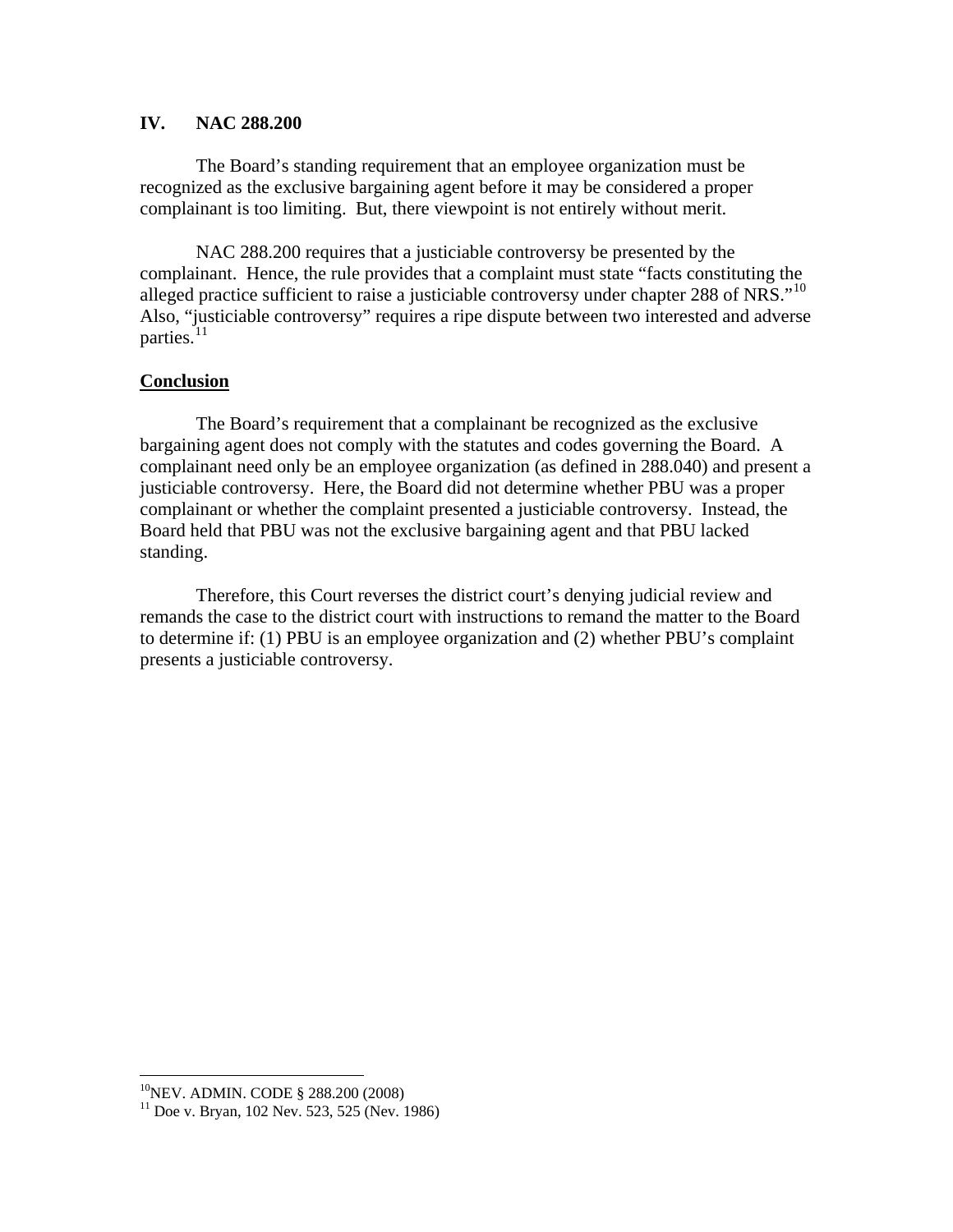## IV. NAC 288.200

The Board's standing requirement that an employee organization must be recognized as the exclusive bargaining agent before it may be considered a proper complainant is too limiting. But, there viewpoint is not entirely without merit.

NAC 288.200 requires that a justiciable controversy be presented by the complainant. Hence, the rule provides that a complaint must state "facts constituting the alleged practice sufficient to raise a justiciable controversy under chapter 288 of NRS."[10] Also, "justiciable controversy" requires a ripe dispute between two interested and adverse parties.[11]

**Conclusion**

The Board's requirement that a complainant be recognized as the exclusive bargaining agent does not comply with the statutes and codes governing the Board. A complainant need only be an employee organization (as defined in 288.040) and present a justiciable controversy. Here, the Board did not determine whether PBU was a proper complainant or whether the complaint presented a justiciable controversy. Instead, the Board held that PBU was not the exclusive bargaining agent and that PBU lacked standing.

Therefore, this Court reverses the district court's denying judicial review and remands the case to the district court with instructions to remand the matter to the Board to determine if: (1) PBU is an employee organization and (2) whether PBU's complaint presents a justiciable controversy.

---

[10] NEV. ADMIN. CODE § 288.200 (2008)

[11] Doe v. Bryan, 102 Nev. 523, 525 (Nev. 1986)